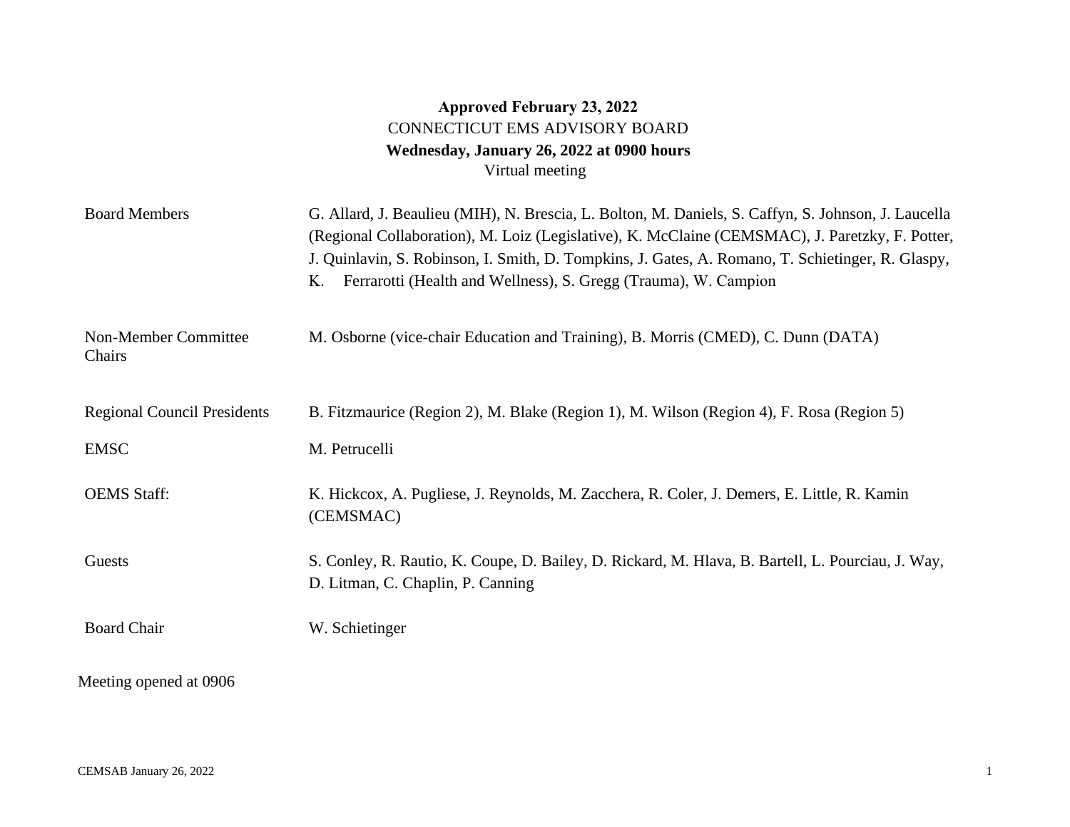**Approved February 23, 2022**

CONNECTICUT EMS ADVISORY BOARD

**Wednesday, January 26, 2022 at 0900 hours**

Virtual meeting

| | |
|---|---|
| Board Members | G. Allard, J. Beaulieu (MIH), N. Brescia, L. Bolton, M. Daniels, S. Caffyn, S. Johnson, J. Laucella (Regional Collaboration), M. Loiz (Legislative), K. McClaine (CEMSMAC), J. Paretzky, F. Potter, J. Quinlavin, S. Robinson, I. Smith, D. Tompkins, J. Gates, A. Romano, T. Schietinger, R. Glaspy, K. Ferrarotti (Health and Wellness), S. Gregg (Trauma), W. Campion |
| Non-Member Committee Chairs | M. Osborne (vice-chair Education and Training), B. Morris (CMED), C. Dunn (DATA) |
| Regional Council Presidents | B. Fitzmaurice (Region 2), M. Blake (Region 1), M. Wilson (Region 4), F. Rosa (Region 5) |
| EMSC | M. Petrucelli |
| OEMS Staff: | K. Hickcox, A. Pugliese, J. Reynolds, M. Zacchera, R. Coler, J. Demers, E. Little, R. Kamin (CEMSMAC) |
| Guests | S. Conley, R. Rautio, K. Coupe, D. Bailey, D. Rickard, M. Hlava, B. Bartell, L. Pourciau, J. Way, D. Litman, C. Chaplin, P. Canning |
| Board Chair | W. Schietinger |

Meeting opened at 0906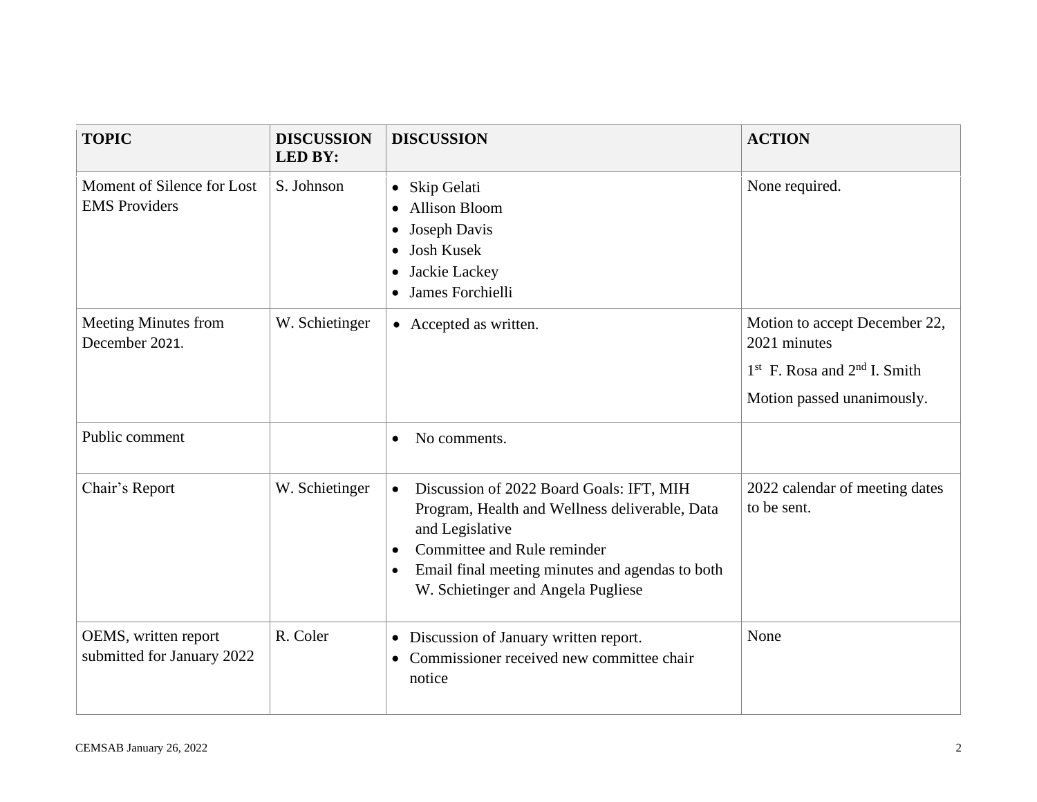| TOPIC | DISCUSSION LED BY: | DISCUSSION | ACTION |
|---|---|---|---|
| Moment of Silence for Lost EMS Providers | S. Johnson | • Skip Gelati<br>• Allison Bloom<br>• Joseph Davis<br>• Josh Kusek<br>• Jackie Lackey<br>• James Forchielli | None required. |
| Meeting Minutes from December 2021. | W. Schietinger | • Accepted as written. | Motion to accept December 22, 2021 minutes<br>1st F. Rosa and 2nd I. Smith<br>Motion passed unanimously. |
| Public comment | | • No comments. | |
| Chair's Report | W. Schietinger | • Discussion of 2022 Board Goals: IFT, MIH Program, Health and Wellness deliverable, Data and Legislative<br>• Committee and Rule reminder<br>• Email final meeting minutes and agendas to both W. Schietinger and Angela Pugliese | 2022 calendar of meeting dates to be sent. |
| OEMS, written report submitted for January 2022 | R. Coler | • Discussion of January written report.<br>• Commissioner received new committee chair notice | None |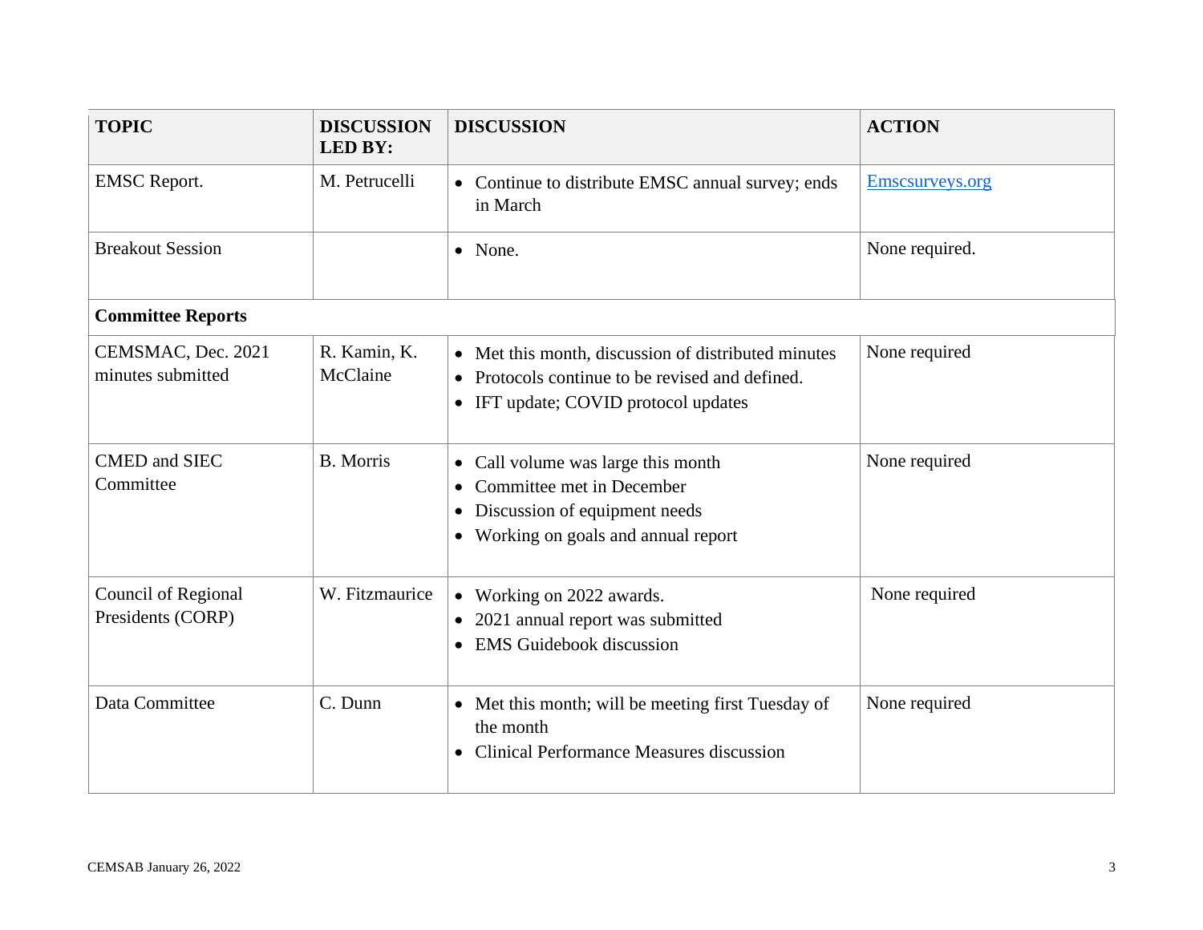| TOPIC | DISCUSSION LED BY: | DISCUSSION | ACTION |
|---|---|---|---|
| EMSC Report. | M. Petrucelli | • Continue to distribute EMSC annual survey; ends in March | Emscsurveys.org |
| Breakout Session | | • None. | None required. |
| **Committee Reports** | | | |
| CEMSMAC, Dec. 2021 minutes submitted | R. Kamin, K. McClaine | • Met this month, discussion of distributed minutes<br>• Protocols continue to be revised and defined.<br>• IFT update; COVID protocol updates | None required |
| CMED and SIEC Committee | B. Morris | • Call volume was large this month<br>• Committee met in December<br>• Discussion of equipment needs<br>• Working on goals and annual report | None required |
| Council of Regional Presidents (CORP) | W. Fitzmaurice | • Working on 2022 awards.<br>• 2021 annual report was submitted<br>• EMS Guidebook discussion | None required |
| Data Committee | C. Dunn | • Met this month; will be meeting first Tuesday of the month<br>• Clinical Performance Measures discussion | None required |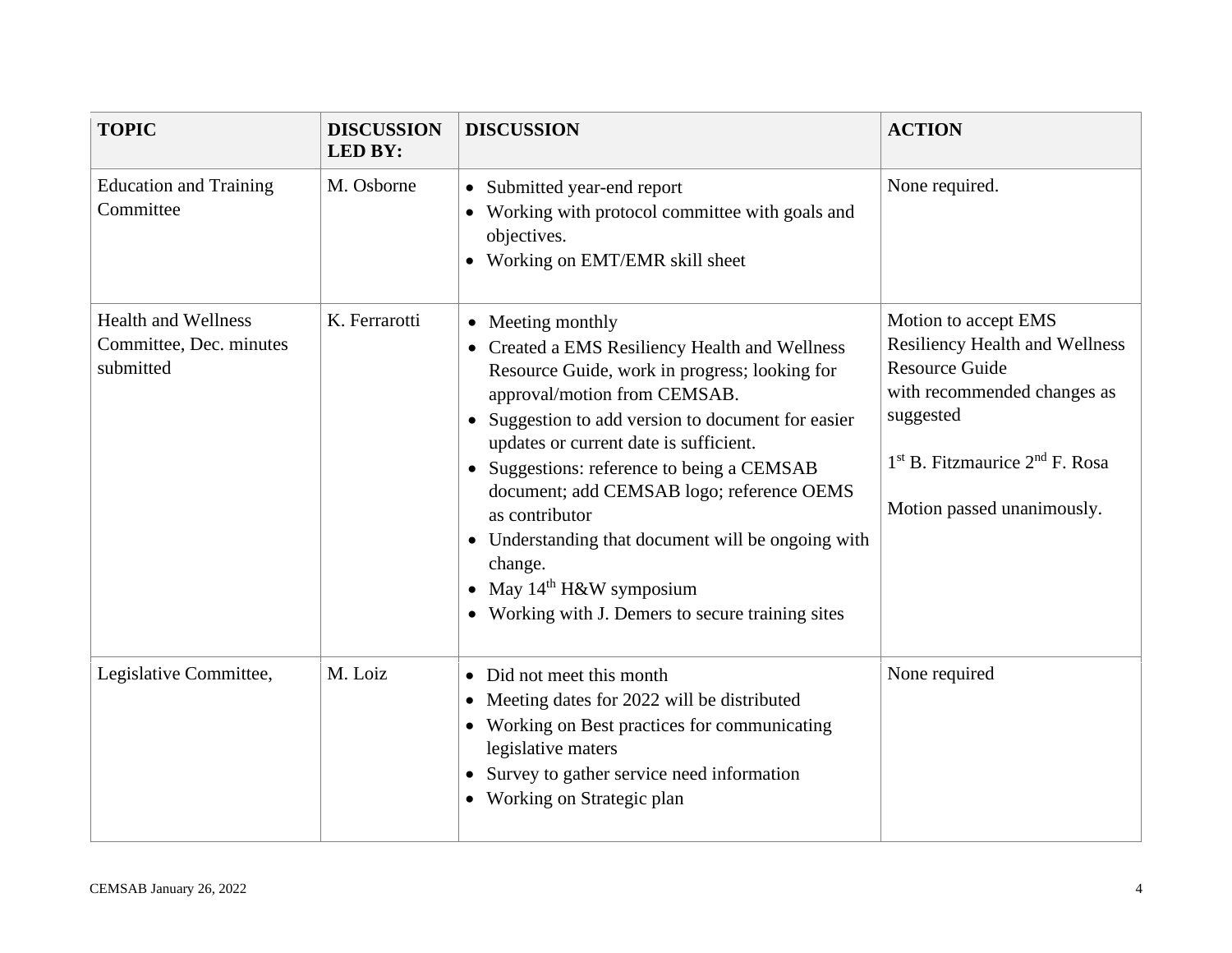| TOPIC | DISCUSSION LED BY: | DISCUSSION | ACTION |
|---|---|---|---|
| Education and Training Committee | M. Osborne | • Submitted year-end report<br>• Working with protocol committee with goals and objectives.<br>• Working on EMT/EMR skill sheet | None required. |
| Health and Wellness Committee, Dec. minutes submitted | K. Ferrarotti | • Meeting monthly<br>• Created a EMS Resiliency Health and Wellness Resource Guide, work in progress; looking for approval/motion from CEMSAB.<br>• Suggestion to add version to document for easier updates or current date is sufficient.<br>• Suggestions: reference to being a CEMSAB document; add CEMSAB logo; reference OEMS as contributor<br>• Understanding that document will be ongoing with change.<br>• May 14th H&W symposium<br>• Working with J. Demers to secure training sites | Motion to accept EMS Resiliency Health and Wellness Resource Guide with recommended changes as suggested<br><br>1st B. Fitzmaurice 2nd F. Rosa<br><br>Motion passed unanimously. |
| Legislative Committee, | M. Loiz | • Did not meet this month<br>• Meeting dates for 2022 will be distributed<br>• Working on Best practices for communicating legislative maters<br>• Survey to gather service need information<br>• Working on Strategic plan | None required |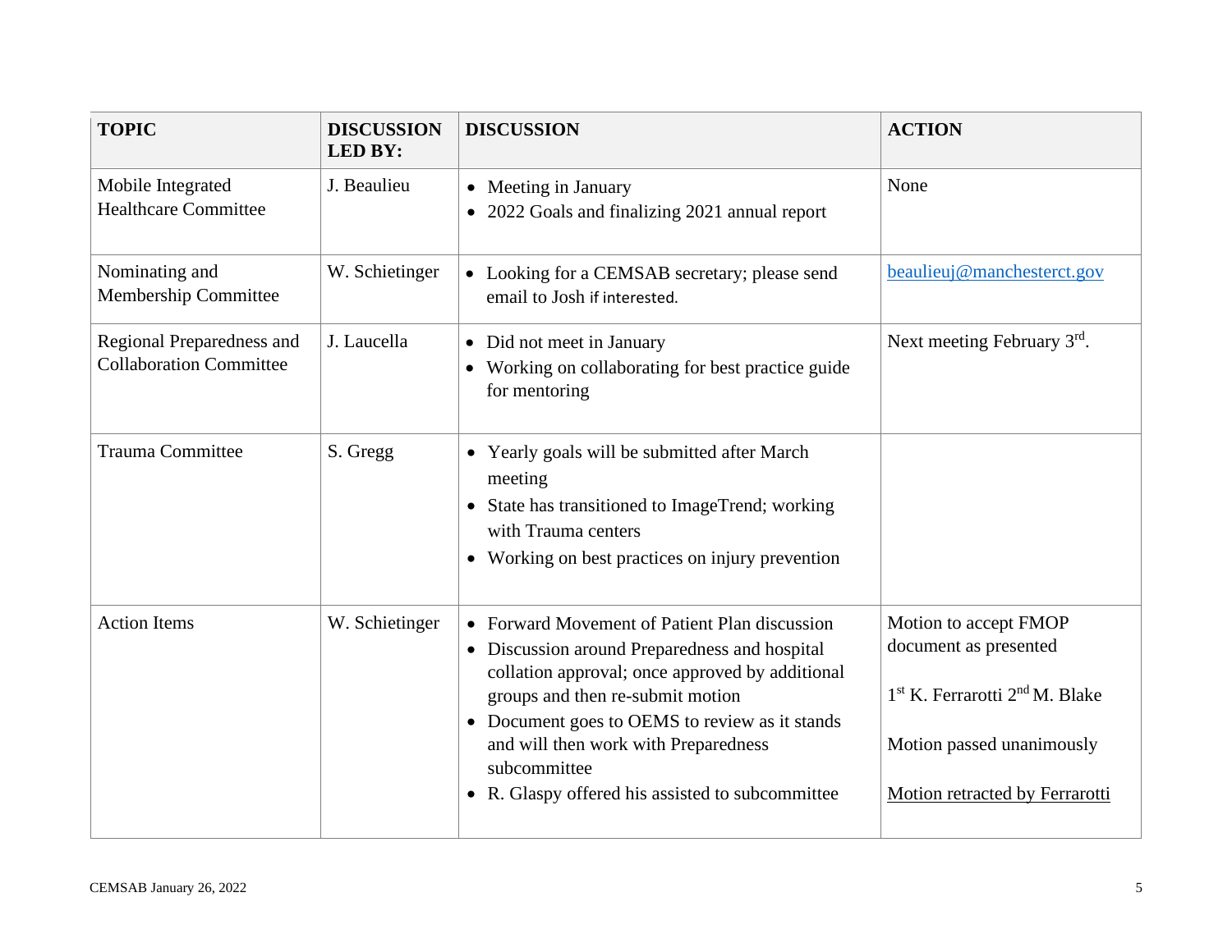| TOPIC | DISCUSSION LED BY: | DISCUSSION | ACTION |
|---|---|---|---|
| Mobile Integrated Healthcare Committee | J. Beaulieu | • Meeting in January<br>• 2022 Goals and finalizing 2021 annual report | None |
| Nominating and Membership Committee | W. Schietinger | • Looking for a CEMSAB secretary; please send email to Josh if interested. | beaulieuj@manchesterct.gov |
| Regional Preparedness and Collaboration Committee | J. Laucella | • Did not meet in January<br>• Working on collaborating for best practice guide for mentoring | Next meeting February 3rd. |
| Trauma Committee | S. Gregg | • Yearly goals will be submitted after March meeting<br>• State has transitioned to ImageTrend; working with Trauma centers<br>• Working on best practices on injury prevention | |
| Action Items | W. Schietinger | • Forward Movement of Patient Plan discussion<br>• Discussion around Preparedness and hospital collation approval; once approved by additional groups and then re-submit motion<br>• Document goes to OEMS to review as it stands and will then work with Preparedness subcommittee<br>• R. Glaspy offered his assisted to subcommittee | Motion to accept FMOP document as presented<br><br>1st K. Ferrarotti 2nd M. Blake<br><br>Motion passed unanimously<br><br>Motion retracted by Ferrarotti |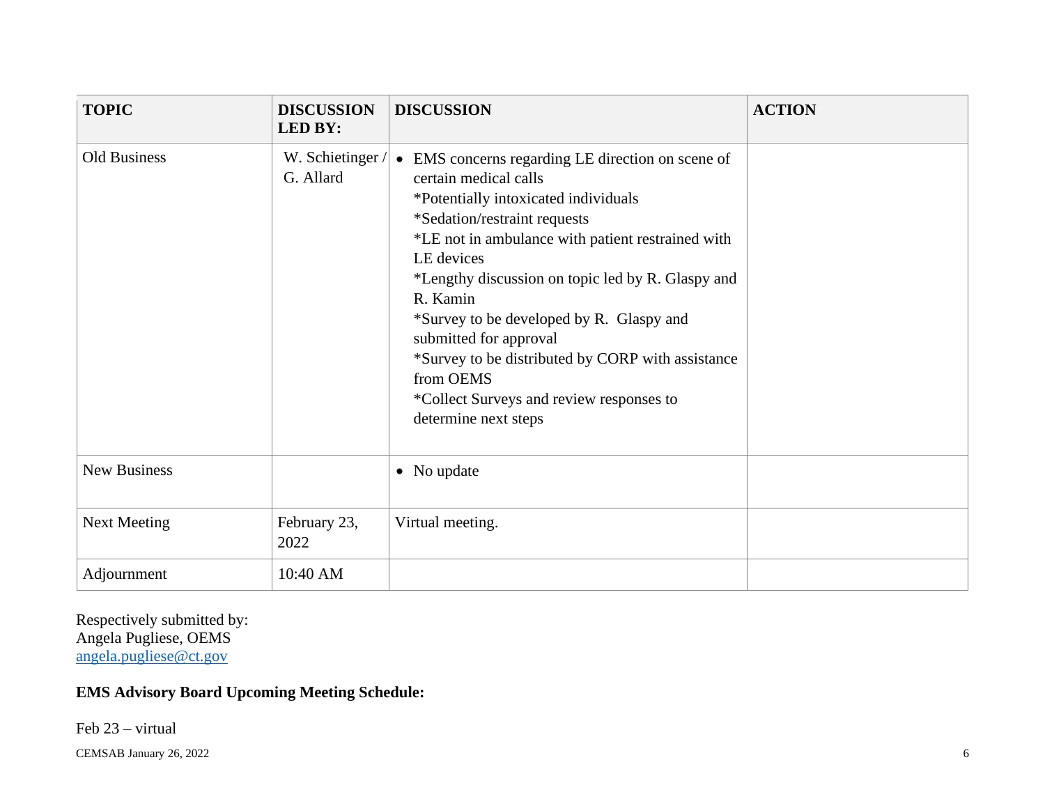| TOPIC | DISCUSSION LED BY: | DISCUSSION | ACTION |
|---|---|---|---|
| Old Business | W. Schietinger / G. Allard | • EMS concerns regarding LE direction on scene of certain medical calls<br>*Potentially intoxicated individuals<br>*Sedation/restraint requests<br>*LE not in ambulance with patient restrained with LE devices<br>*Lengthy discussion on topic led by R. Glaspy and R. Kamin<br>*Survey to be developed by R. Glaspy and submitted for approval<br>*Survey to be distributed by CORP with assistance from OEMS<br>*Collect Surveys and review responses to determine next steps | |
| New Business | | • No update | |
| Next Meeting | February 23, 2022 | Virtual meeting. | |
| Adjournment | 10:40 AM | | |

Respectively submitted by:
Angela Pugliese, OEMS
angela.pugliese@ct.gov

**EMS Advisory Board Upcoming Meeting Schedule:**

Feb 23 – virtual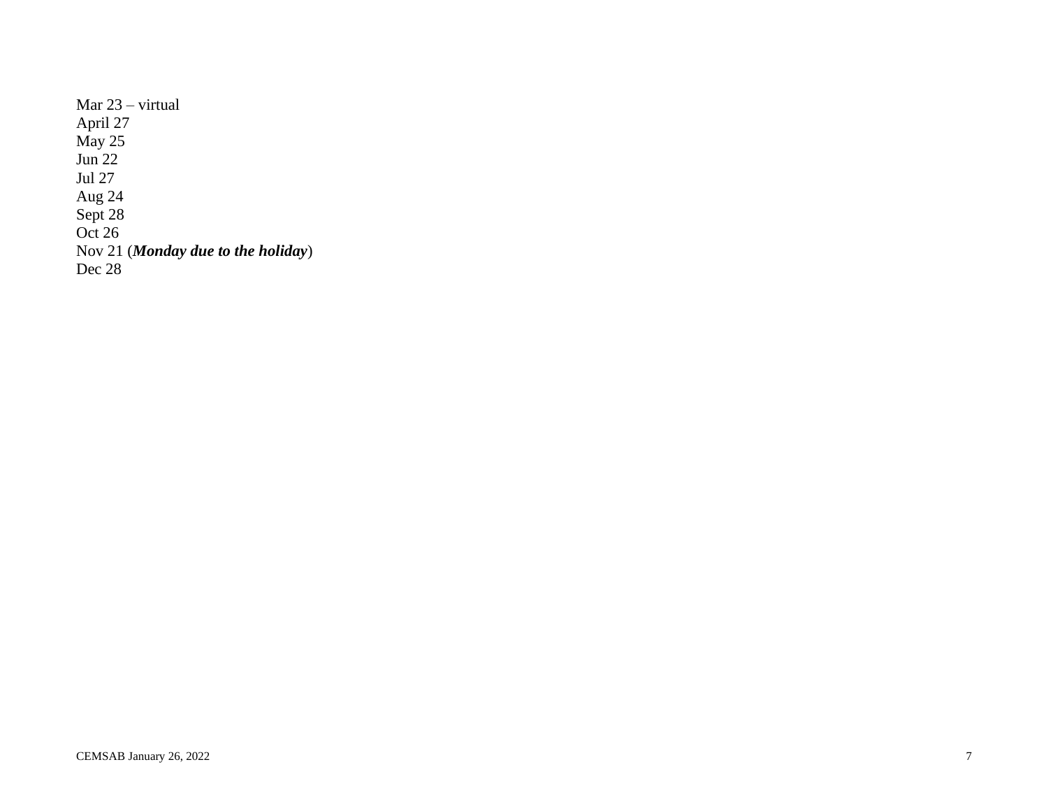Mar 23 – virtual
April 27
May 25
Jun 22
Jul 27
Aug 24
Sept 28
Oct 26
Nov 21 (***Monday due to the holiday***)
Dec 28